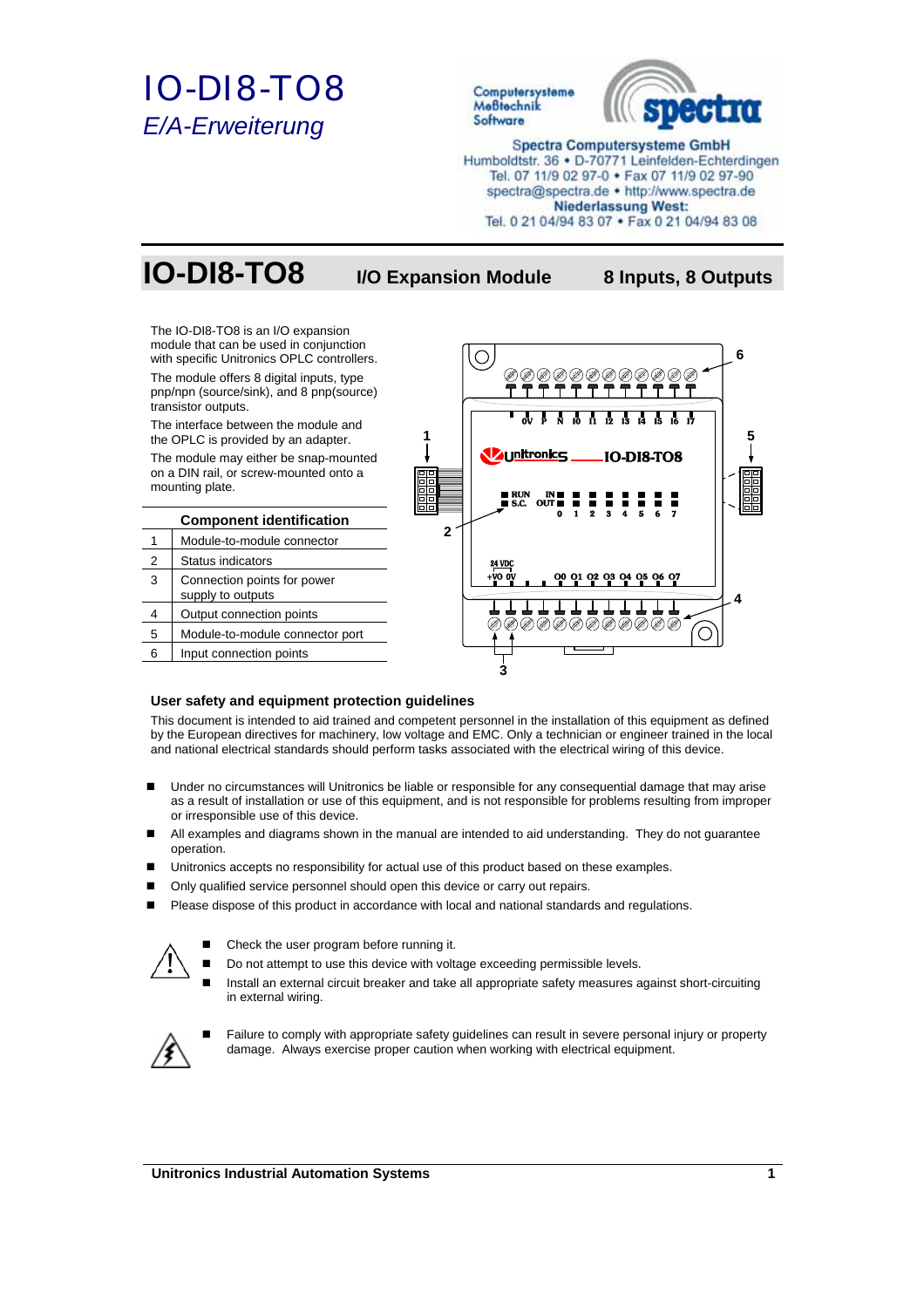# IO-DI8-TO8

*E/A-Erweiterung*

Computersysteme
Meßtechnik
Software

**Spectra Computersysteme GmbH**
Humboldtstr. 36 • D-70771 Leinfelden-Echterdingen
Tel. 07 11/9 02 97-0 • Fax 07 11/9 02 97-90
spectra@spectra.de • http://www.spectra.de
**Niederlassung West:**
Tel. 0 21 04/94 83 07 • Fax 0 21 04/94 83 08

## IO-DI8-TO8 I/O Expansion Module 8 Inputs, 8 Outputs

The IO-DI8-TO8 is an I/O expansion module that can be used in conjunction with specific Unitronics OPLC controllers.

The module offers 8 digital inputs, type pnp/npn (source/sink), and 8 pnp(source) transistor outputs.

The interface between the module and the OPLC is provided by an adapter.

The module may either be snap-mounted on a DIN rail, or screw-mounted onto a mounting plate.

| | Component identification |
|---|---|
| 1 | Module-to-module connector |
| 2 | Status indicators |
| 3 | Connection points for power supply to outputs |
| 4 | Output connection points |
| 5 | Module-to-module connector port |
| 6 | Input connection points |

### User safety and equipment protection guidelines

This document is intended to aid trained and competent personnel in the installation of this equipment as defined by the European directives for machinery, low voltage and EMC. Only a technician or engineer trained in the local and national electrical standards should perform tasks associated with the electrical wiring of this device.

- Under no circumstances will Unitronics be liable or responsible for any consequential damage that may arise as a result of installation or use of this equipment, and is not responsible for problems resulting from improper or irresponsible use of this device.
- All examples and diagrams shown in the manual are intended to aid understanding. They do not guarantee operation.
- Unitronics accepts no responsibility for actual use of this product based on these examples.
- Only qualified service personnel should open this device or carry out repairs.
- Please dispose of this product in accordance with local and national standards and regulations.

- Check the user program before running it.
- Do not attempt to use this device with voltage exceeding permissible levels.
- Install an external circuit breaker and take all appropriate safety measures against short-circuiting in external wiring.

- Failure to comply with appropriate safety guidelines can result in severe personal injury or property damage. Always exercise proper caution when working with electrical equipment.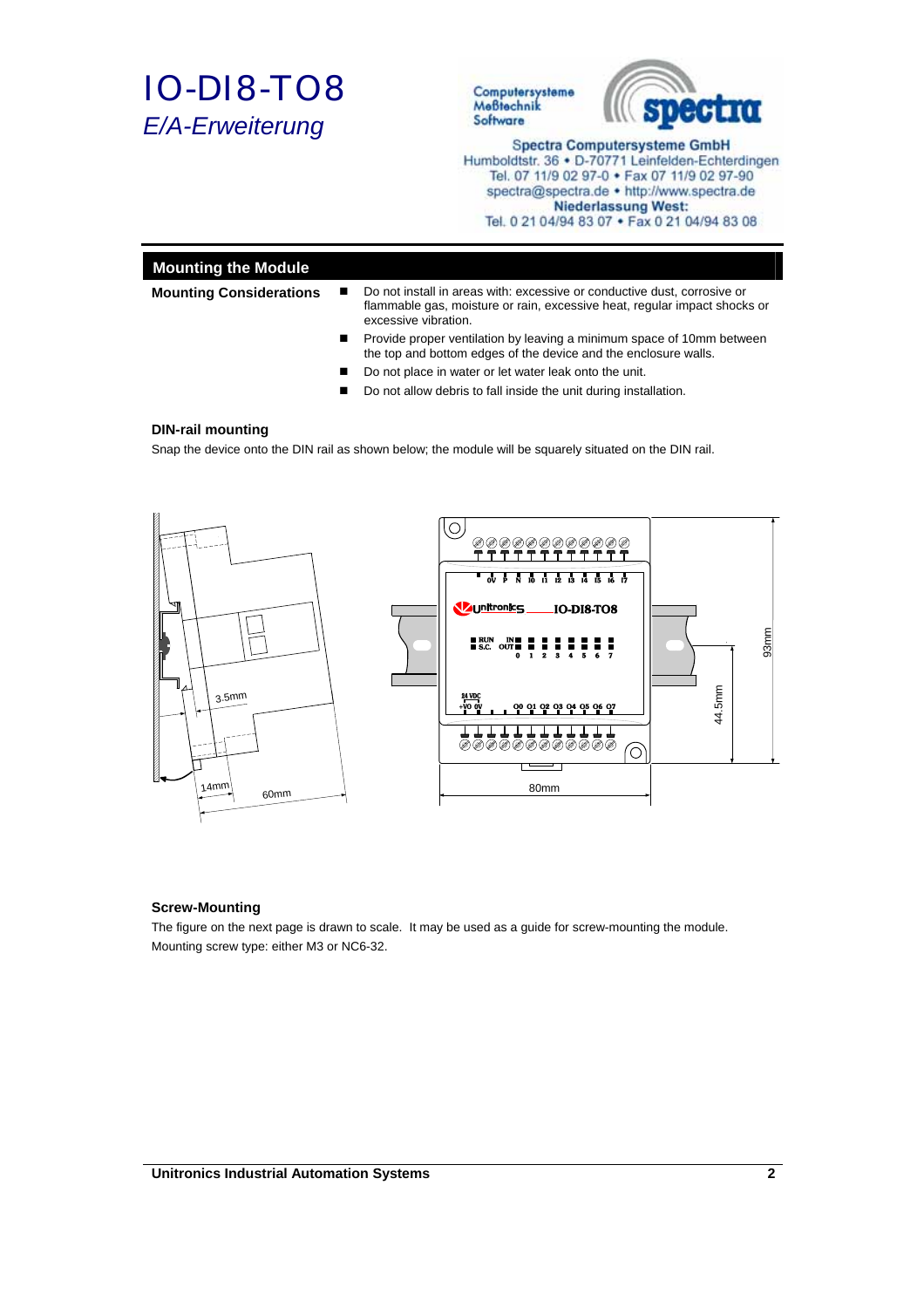# IO-DI8-TO8

*E/A-Erweiterung*

Computersysteme
Meßtechnik
Software

**Spectra Computersysteme GmbH**
Humboldtstr. 36 • D-70771 Leinfelden-Echterdingen
Tel. 07 11/9 02 97-0 • Fax 07 11/9 02 97-90
spectra@spectra.de • http://www.spectra.de
**Niederlassung West:**
Tel. 0 21 04/94 83 07 • Fax 0 21 04/94 83 08

## Mounting the Module

**Mounting Considerations**

- Do not install in areas with: excessive or conductive dust, corrosive or flammable gas, moisture or rain, excessive heat, regular impact shocks or excessive vibration.
- Provide proper ventilation by leaving a minimum space of 10mm between the top and bottom edges of the device and the enclosure walls.
- Do not place in water or let water leak onto the unit.
- Do not allow debris to fall inside the unit during installation.

### DIN-rail mounting

Snap the device onto the DIN rail as shown below; the module will be squarely situated on the DIN rail.

### Screw-Mounting

The figure on the next page is drawn to scale. It may be used as a guide for screw-mounting the module.
Mounting screw type: either M3 or NC6-32.

**Unitronics Industrial Automation Systems**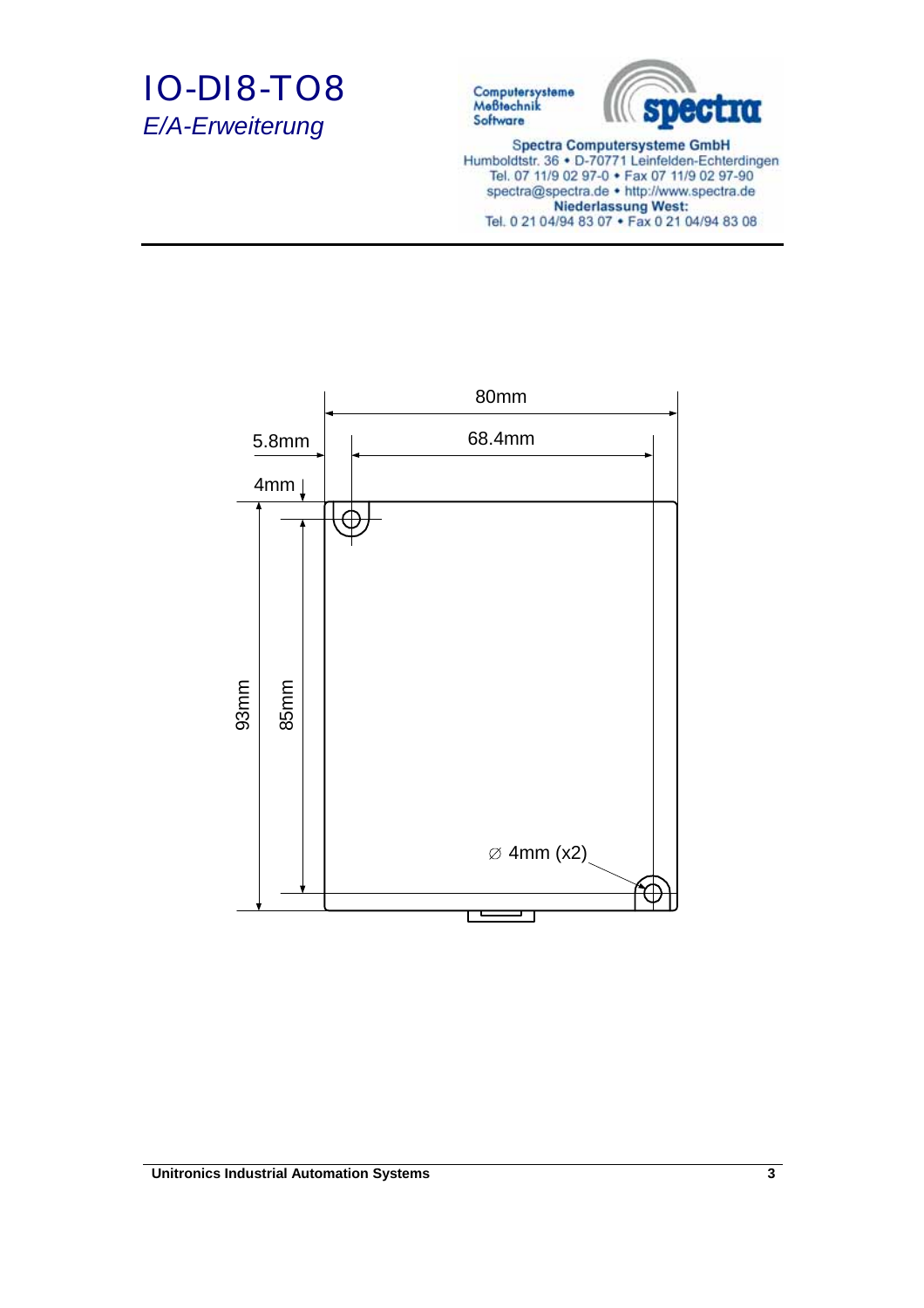# IO-DI8-TO8

*E/A-Erweiterung*

Computersysteme
Meßtechnik
Software

**Spectra Computersysteme GmbH**
Humboldtstr. 36 • D-70771 Leinfelden-Echterdingen
Tel. 07 11/9 02 97-0 • Fax 07 11/9 02 97-90
spectra@spectra.de • http://www.spectra.de
**Niederlassung West:**
Tel. 0 21 04/94 83 07 • Fax 0 21 04/94 83 08

80mm

5.8mm

68.4mm

4mm

93mm

85mm

∅ 4mm (x2)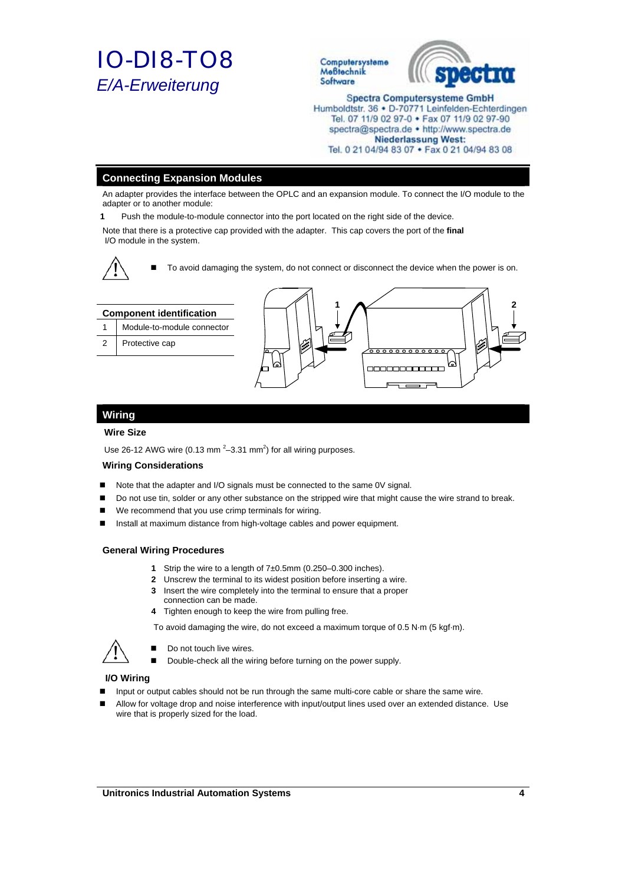# IO-DI8-TO8

*E/A-Erweiterung*

Computersysteme
Meßtechnik
Software

**Spectra Computersysteme GmbH**
Humboldtstr. 36 • D-70771 Leinfelden-Echterdingen
Tel. 07 11/9 02 97-0 • Fax 07 11/9 02 97-90
spectra@spectra.de • http://www.spectra.de
**Niederlassung West:**
Tel. 0 21 04/94 83 07 • Fax 0 21 04/94 83 08

## Connecting Expansion Modules

An adapter provides the interface between the OPLC and an expansion module. To connect the I/O module to the adapter or to another module:

**1** Push the module-to-module connector into the port located on the right side of the device.

Note that there is a protective cap provided with the adapter. This cap covers the port of the **final** I/O module in the system.

- To avoid damaging the system, do not connect or disconnect the device when the power is on.

| Component identification | |
|---|---|
| 1 | Module-to-module connector |
| 2 | Protective cap |

## Wiring

### Wire Size

Use 26-12 AWG wire (0.13 mm $^2$–3.31 mm$^2$) for all wiring purposes.

### Wiring Considerations

- Note that the adapter and I/O signals must be connected to the same 0V signal.
- Do not use tin, solder or any other substance on the stripped wire that might cause the wire strand to break.
- We recommend that you use crimp terminals for wiring.
- Install at maximum distance from high-voltage cables and power equipment.

### General Wiring Procedures

1. Strip the wire to a length of 7±0.5mm (0.250–0.300 inches).
2. Unscrew the terminal to its widest position before inserting a wire.
3. Insert the wire completely into the terminal to ensure that a proper connection can be made.
4. Tighten enough to keep the wire from pulling free.

To avoid damaging the wire, do not exceed a maximum torque of 0.5 N·m (5 kgf·m).

- Do not touch live wires.
- Double-check all the wiring before turning on the power supply.

### I/O Wiring

- Input or output cables should not be run through the same multi-core cable or share the same wire.
- Allow for voltage drop and noise interference with input/output lines used over an extended distance. Use wire that is properly sized for the load.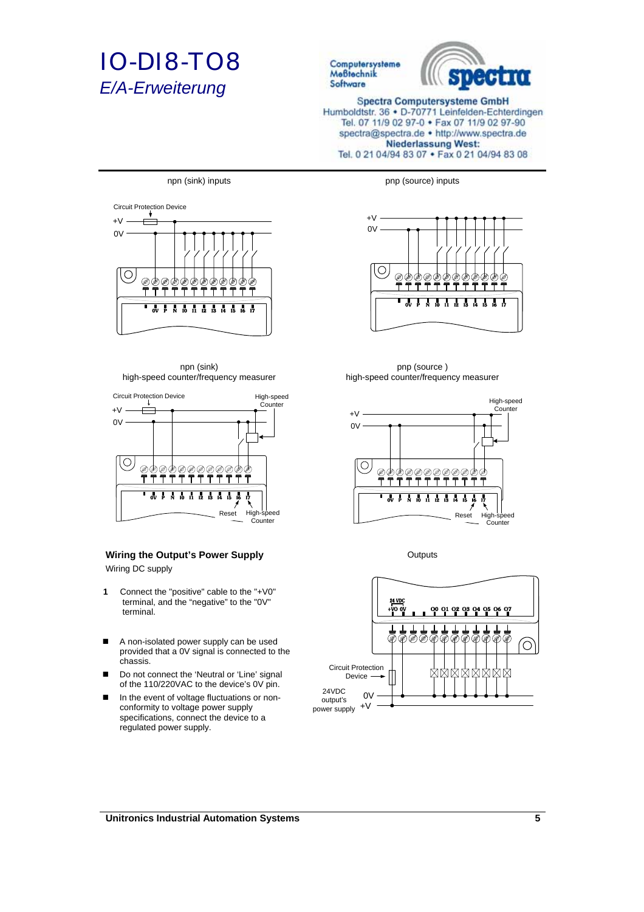# IO-DI8-TO8

*E/A-Erweiterung*

Computersysteme
Meßtechnik
Software

Spectra Computersysteme GmbH
Humboldtstr. 36 • D-70771 Leinfelden-Echterdingen
Tel. 07 11/9 02 97-0 • Fax 07 11/9 02 97-90
spectra@spectra.de • http://www.spectra.de
**Niederlassung West:**
Tel. 0 21 04/94 83 07 • Fax 0 21 04/94 83 08

npn (sink) inputs

pnp (source) inputs

npn (sink)
high-speed counter/frequency measurer

pnp (source )
high-speed counter/frequency measurer

### Wiring the Output's Power Supply

Wiring DC supply

1 Connect the "positive" cable to the "+V0" terminal, and the "negative" to the "0V" terminal.

- A non-isolated power supply can be used provided that a 0V signal is connected to the chassis.
- Do not connect the 'Neutral or 'Line' signal of the 110/220VAC to the device's 0V pin.
- In the event of voltage fluctuations or non-conformity to voltage power supply specifications, connect the device to a regulated power supply.

Outputs

**Unitronics Industrial Automation Systems**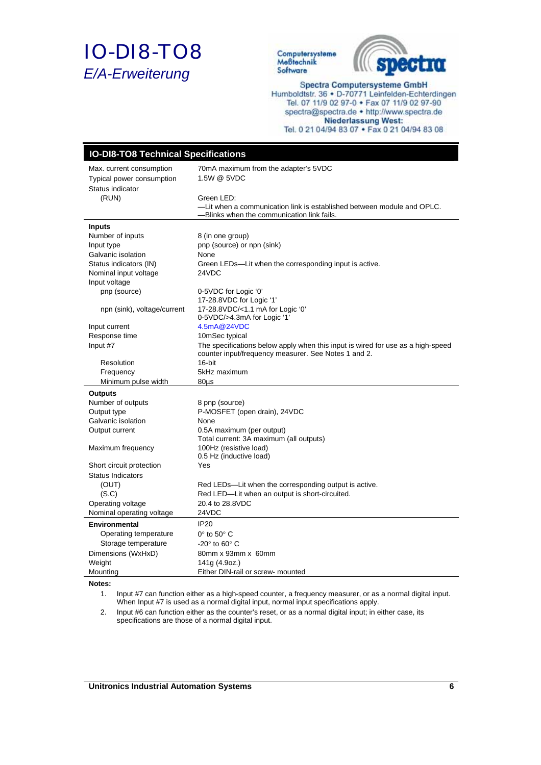# IO-DI8-TO8

*E/A-Erweiterung*

Computersysteme
Meßtechnik
Software

spectra

**Spectra Computersysteme GmbH**
Humboldtstr. 36 • D-70771 Leinfelden-Echterdingen
Tel. 07 11/9 02 97-0 • Fax 07 11/9 02 97-90
spectra@spectra.de • http://www.spectra.de
**Niederlassung West:**
Tel. 0 21 04/94 83 07 • Fax 0 21 04/94 83 08

## IO-DI8-TO8 Technical Specifications

| | |
|---|---|
| Max. current consumption | 70mA maximum from the adapter's 5VDC |
| Typical power consumption | 1.5W @ 5VDC |
| Status indicator | |
| (RUN) | Green LED:<br>—Lit when a communication link is established between module and OPLC.<br>—Blinks when the communication link fails. |
| **Inputs** | |
| Number of inputs | 8 (in one group) |
| Input type | pnp (source) or npn (sink) |
| Galvanic isolation | None |
| Status indicators (IN) | Green LEDs—Lit when the corresponding input is active. |
| Nominal input voltage | 24VDC |
| Input voltage | |
| pnp (source) | 0-5VDC for Logic '0'<br>17-28.8VDC for Logic '1' |
| npn (sink), voltage/current | 17-28.8VDC/<1.1 mA for Logic '0'<br>0-5VDC/>4.3mA for Logic '1' |
| Input current | 4.5mA@24VDC |
| Response time | 10mSec typical |
| Input #7 | The specifications below apply when this input is wired for use as a high-speed counter input/frequency measurer. See Notes 1 and 2. |
| Resolution | 16-bit |
| Frequency | 5kHz maximum |
| Minimum pulse width | 80µs |
| **Outputs** | |
| Number of outputs | 8 pnp (source) |
| Output type | P-MOSFET (open drain), 24VDC |
| Galvanic isolation | None |
| Output current | 0.5A maximum (per output)<br>Total current: 3A maximum (all outputs) |
| Maximum frequency | 100Hz (resistive load)<br>0.5 Hz (inductive load) |
| Short circuit protection | Yes |
| Status Indicators | |
| (OUT) | Red LEDs—Lit when the corresponding output is active. |
| (S.C) | Red LED—Lit when an output is short-circuited. |
| Operating voltage | 20.4 to 28.8VDC |
| Nominal operating voltage | 24VDC |
| **Environmental** | IP20 |
| Operating temperature | 0° to 50° C |
| Storage temperature | -20° to 60° C |
| Dimensions (WxHxD) | 80mm x 93mm x 60mm |
| Weight | 141g (4.9oz.) |
| Mounting | Either DIN-rail or screw- mounted |

**Notes:**

1. Input #7 can function either as a high-speed counter, a frequency measurer, or as a normal digital input. When Input #7 is used as a normal digital input, normal input specifications apply.
2. Input #6 can function either as the counter's reset, or as a normal digital input; in either case, its specifications are those of a normal digital input.

**Unitronics Industrial Automation Systems**